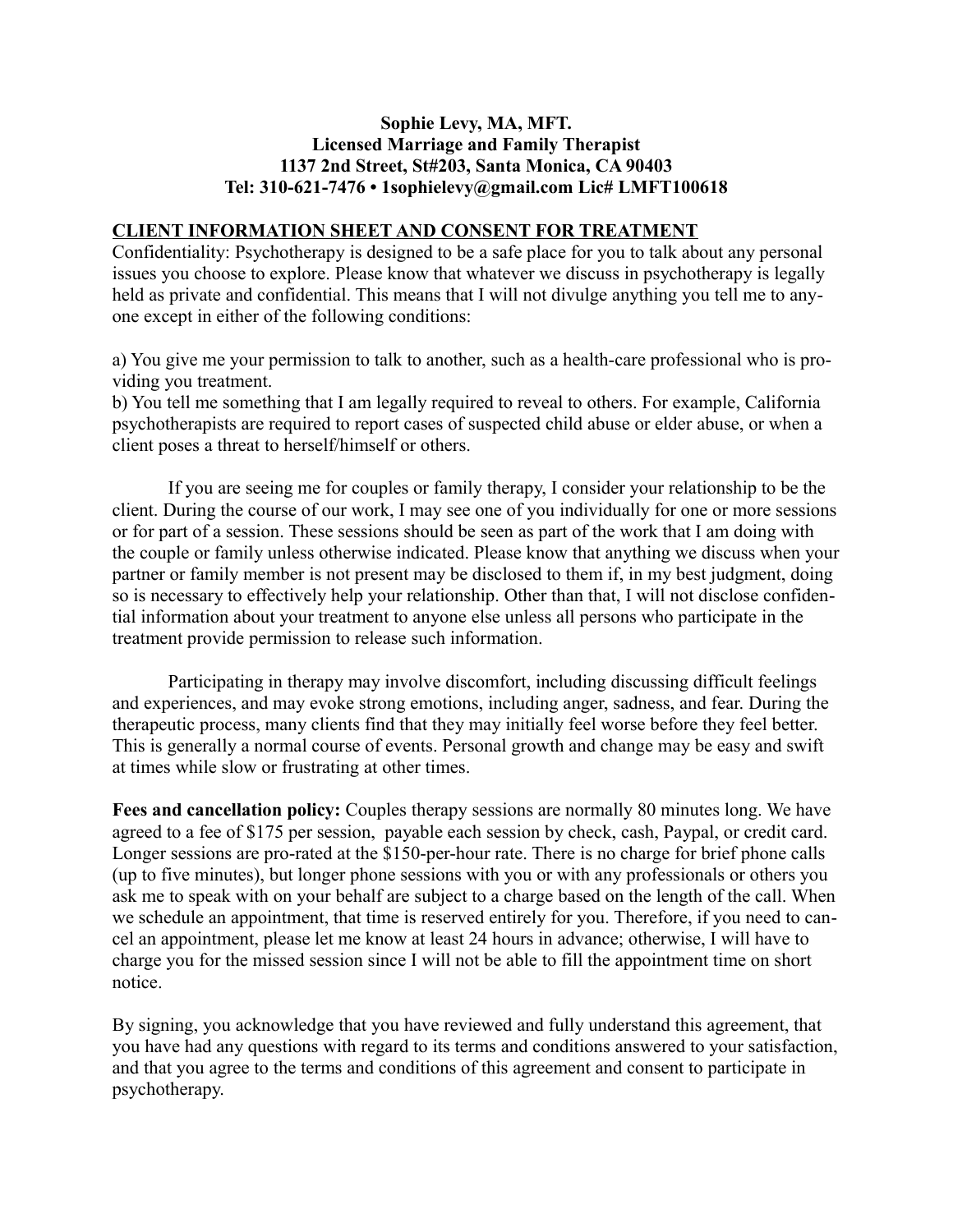**Sophie Levy, MA, MFT.**
**Licensed Marriage and Family Therapist**
**1137 2nd Street, St#203, Santa Monica, CA 90403**
**Tel: 310-621-7476 • 1sophielevy@gmail.com Lic# LMFT100618**

## CLIENT INFORMATION SHEET AND CONSENT FOR TREATMENT

Confidentiality: Psychotherapy is designed to be a safe place for you to talk about any personal issues you choose to explore. Please know that whatever we discuss in psychotherapy is legally held as private and confidential. This means that I will not divulge anything you tell me to anyone except in either of the following conditions:

a) You give me your permission to talk to another, such as a health-care professional who is providing you treatment.
b) You tell me something that I am legally required to reveal to others. For example, California psychotherapists are required to report cases of suspected child abuse or elder abuse, or when a client poses a threat to herself/himself or others.

If you are seeing me for couples or family therapy, I consider your relationship to be the client. During the course of our work, I may see one of you individually for one or more sessions or for part of a session. These sessions should be seen as part of the work that I am doing with the couple or family unless otherwise indicated. Please know that anything we discuss when your partner or family member is not present may be disclosed to them if, in my best judgment, doing so is necessary to effectively help your relationship. Other than that, I will not disclose confidential information about your treatment to anyone else unless all persons who participate in the treatment provide permission to release such information.

Participating in therapy may involve discomfort, including discussing difficult feelings and experiences, and may evoke strong emotions, including anger, sadness, and fear. During the therapeutic process, many clients find that they may initially feel worse before they feel better. This is generally a normal course of events. Personal growth and change may be easy and swift at times while slow or frustrating at other times.

**Fees and cancellation policy:** Couples therapy sessions are normally 80 minutes long. We have agreed to a fee of $175 per session, payable each session by check, cash, Paypal, or credit card. Longer sessions are pro-rated at the $150-per-hour rate. There is no charge for brief phone calls (up to five minutes), but longer phone sessions with you or with any professionals or others you ask me to speak with on your behalf are subject to a charge based on the length of the call. When we schedule an appointment, that time is reserved entirely for you. Therefore, if you need to cancel an appointment, please let me know at least 24 hours in advance; otherwise, I will have to charge you for the missed session since I will not be able to fill the appointment time on short notice.

By signing, you acknowledge that you have reviewed and fully understand this agreement, that you have had any questions with regard to its terms and conditions answered to your satisfaction, and that you agree to the terms and conditions of this agreement and consent to participate in psychotherapy.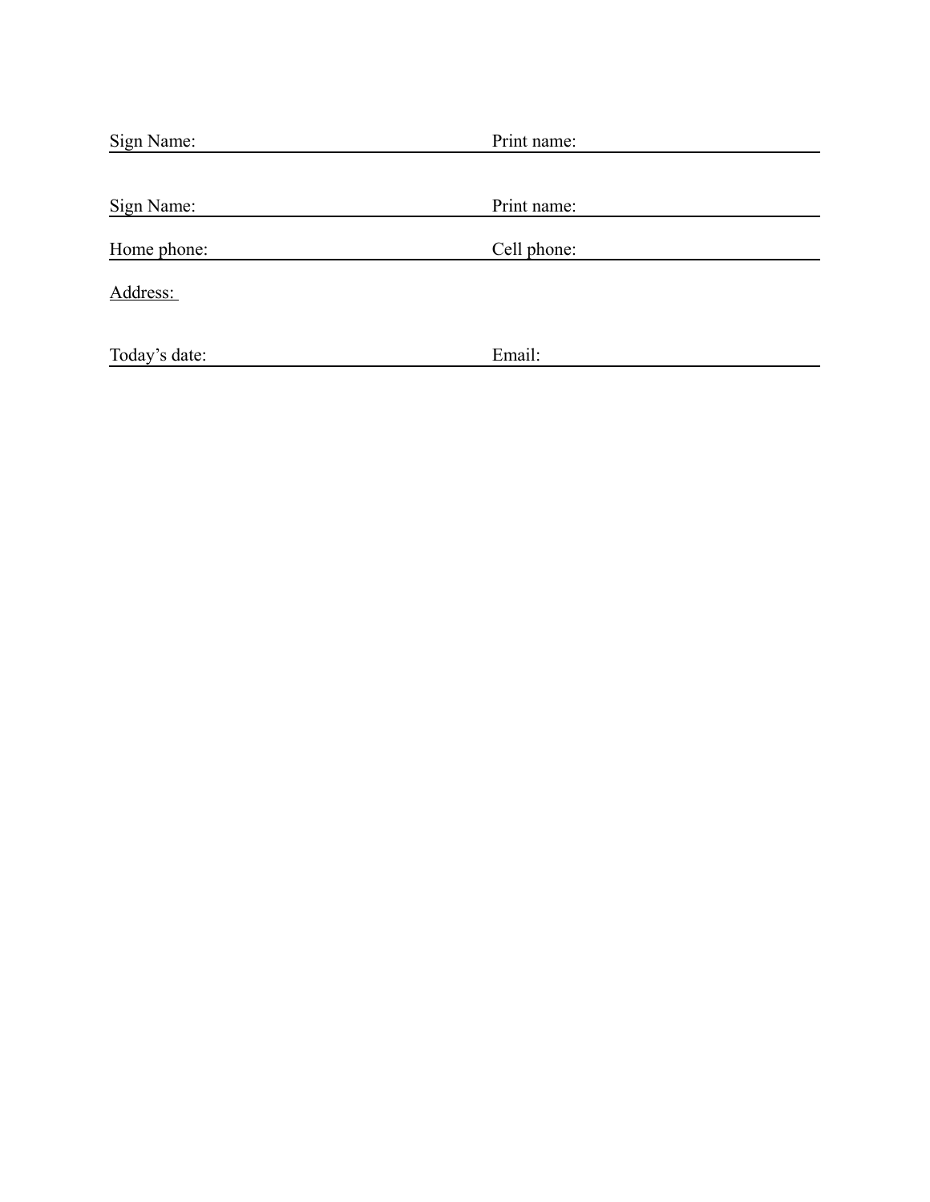Sign Name: ______________________________ Print name: ______________________________

Sign Name: ______________________________ Print name: ______________________________

Home phone: ______________________________ Cell phone: ______________________________

Address:

Today's date: ______________________________ Email: ______________________________